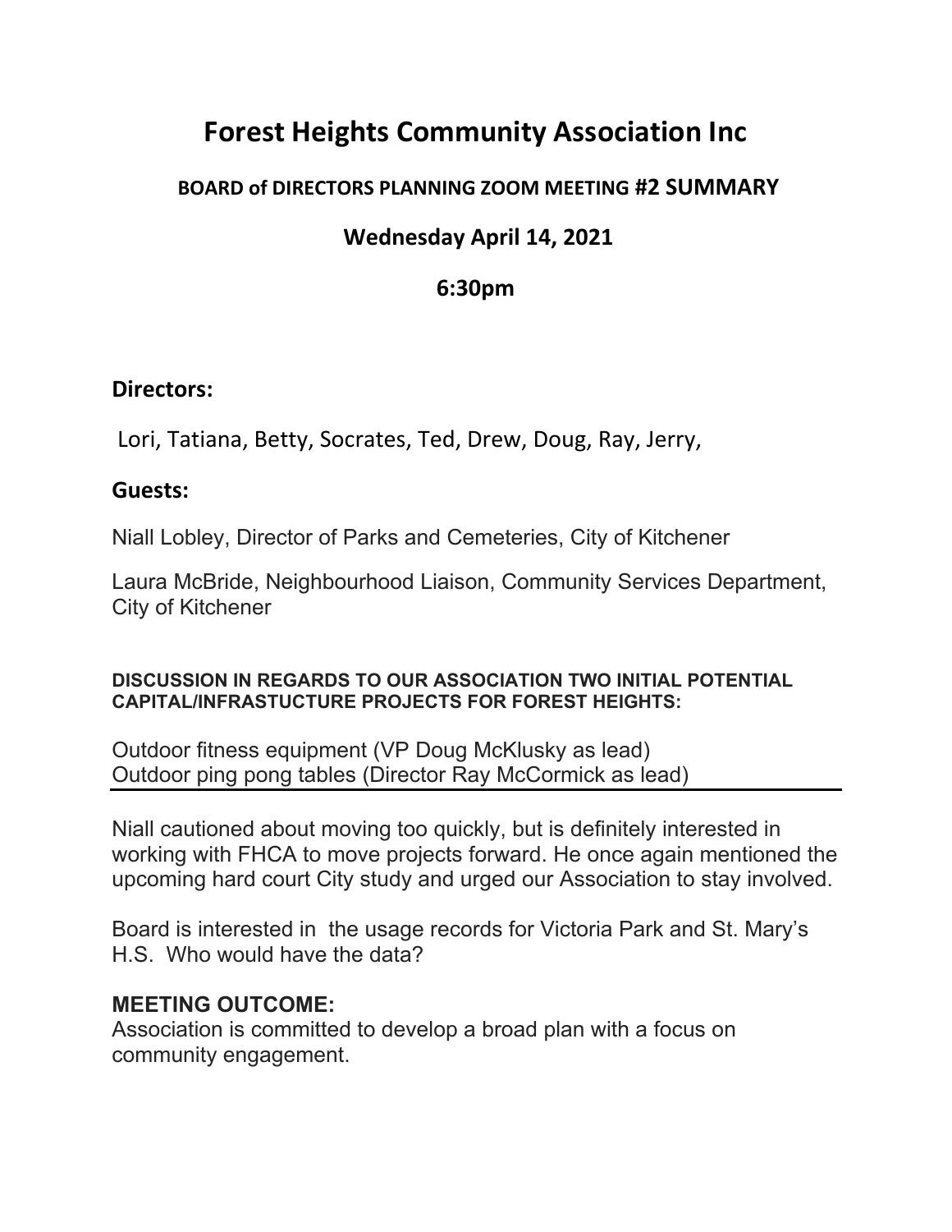# Forest Heights Community Association Inc

## BOARD of DIRECTORS PLANNING ZOOM MEETING #2 SUMMARY

## Wednesday April 14, 2021

## 6:30pm

### Directors:

Lori, Tatiana, Betty, Socrates, Ted, Drew, Doug, Ray, Jerry,

### Guests:

Niall Lobley, Director of Parks and Cemeteries, City of Kitchener

Laura McBride, Neighbourhood Liaison, Community Services Department, City of Kitchener

**DISCUSSION IN REGARDS TO OUR ASSOCIATION TWO INITIAL POTENTIAL CAPITAL/INFRASTUCTURE PROJECTS FOR FOREST HEIGHTS:**

Outdoor fitness equipment (VP Doug McKlusky as lead)
Outdoor ping pong tables (Director Ray McCormick as lead)

---

Niall cautioned about moving too quickly, but is definitely interested in working with FHCA to move projects forward. He once again mentioned the upcoming hard court City study and urged our Association to stay involved.

Board is interested in the usage records for Victoria Park and St. Mary's H.S. Who would have the data?

### MEETING OUTCOME:

Association is committed to develop a broad plan with a focus on community engagement.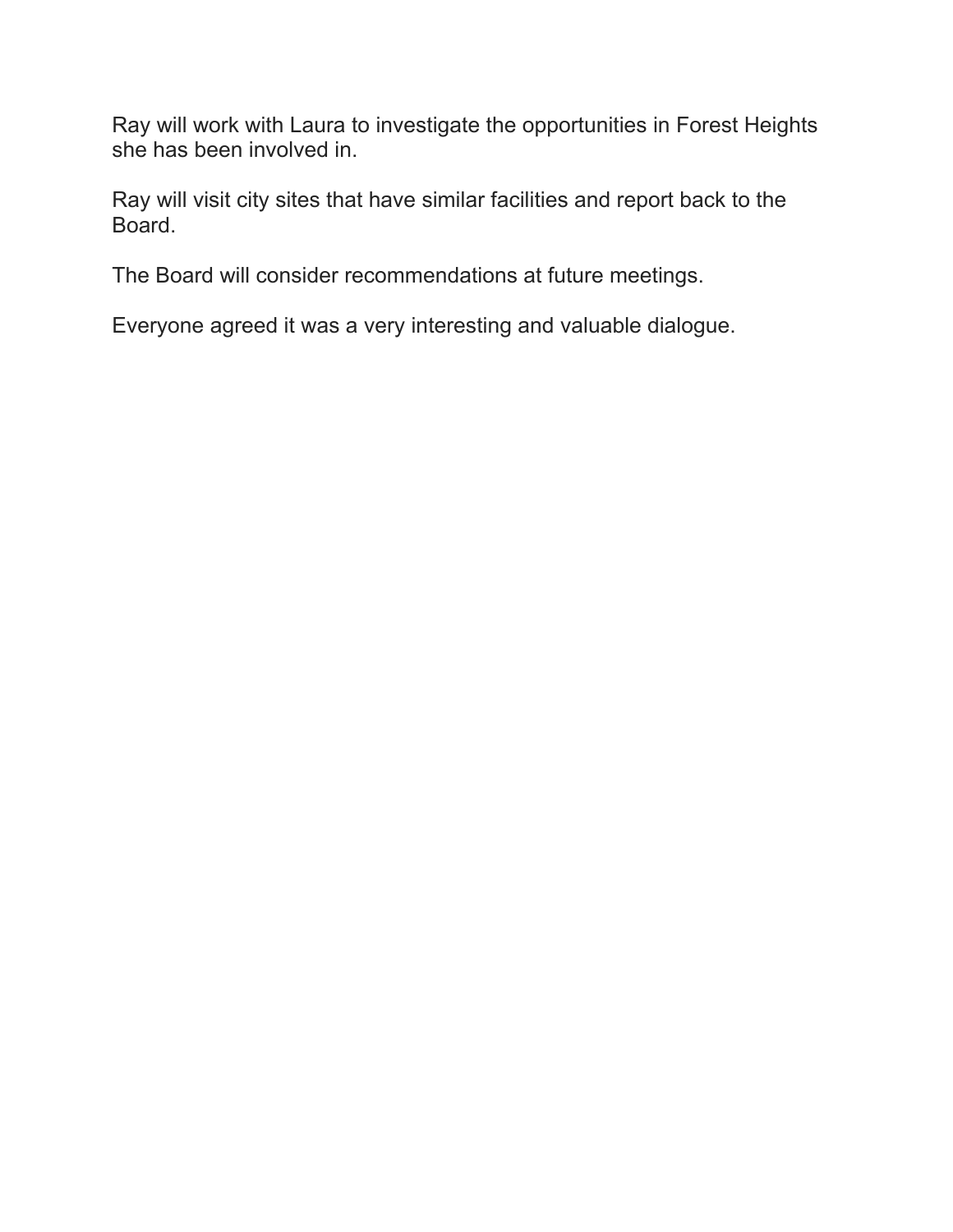Ray will work with Laura to investigate the opportunities in Forest Heights she has been involved in.

Ray will visit city sites that have similar facilities and report back to the Board.

The Board will consider recommendations at future meetings.

Everyone agreed it was a very interesting and valuable dialogue.